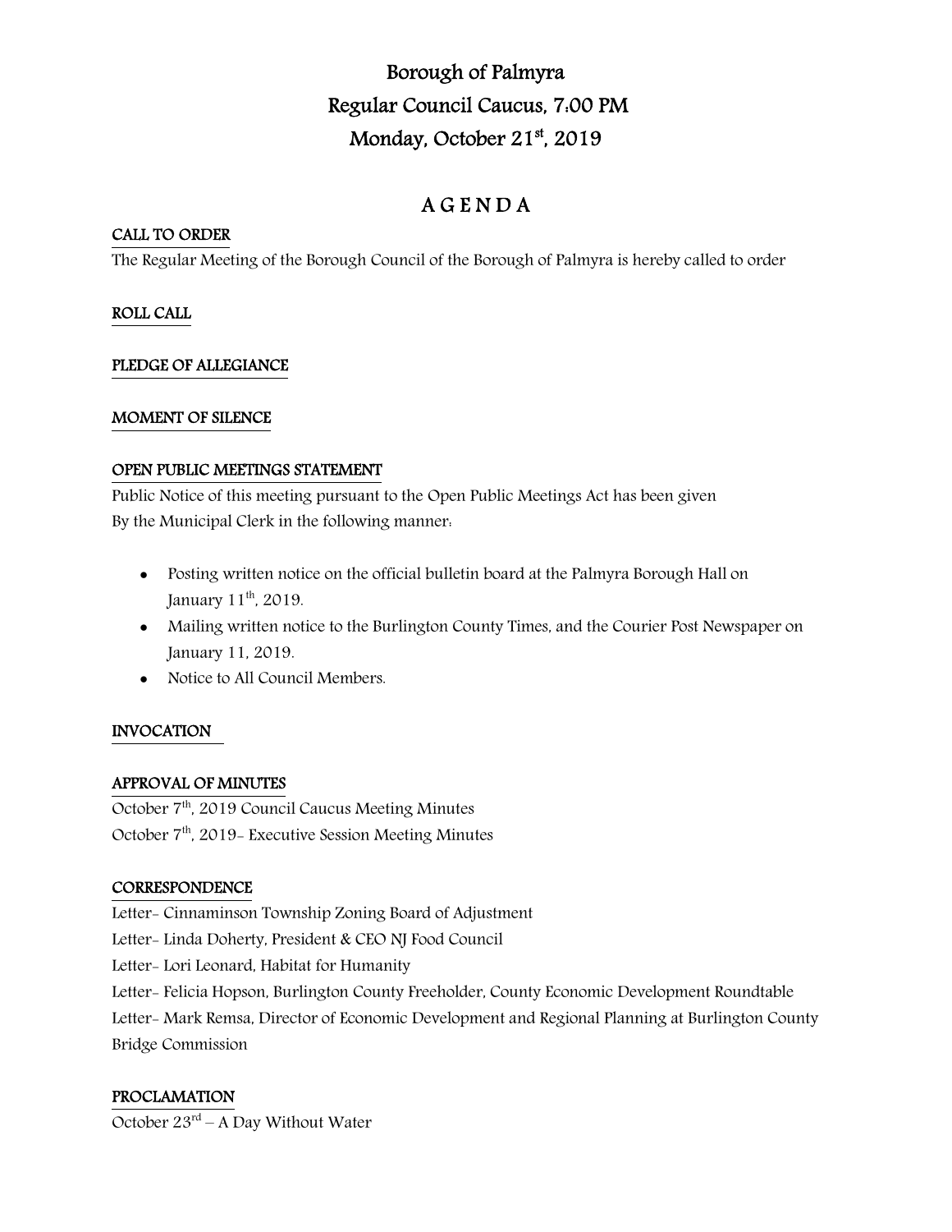# Borough of Palmyra
# Regular Council Caucus, 7:00 PM
# Monday, October 21st, 2019

## A G E N D A

### CALL TO ORDER

The Regular Meeting of the Borough Council of the Borough of Palmyra is hereby called to order

### ROLL CALL

### PLEDGE OF ALLEGIANCE

### MOMENT OF SILENCE

### OPEN PUBLIC MEETINGS STATEMENT

Public Notice of this meeting pursuant to the Open Public Meetings Act has been given
By the Municipal Clerk in the following manner:

- Posting written notice on the official bulletin board at the Palmyra Borough Hall on January 11th, 2019.
- Mailing written notice to the Burlington County Times, and the Courier Post Newspaper on January 11, 2019.
- Notice to All Council Members.

### INVOCATION

### APPROVAL OF MINUTES

October 7th, 2019 Council Caucus Meeting Minutes
October 7th, 2019- Executive Session Meeting Minutes

### CORRESPONDENCE

Letter- Cinnaminson Township Zoning Board of Adjustment
Letter- Linda Doherty, President & CEO NJ Food Council
Letter- Lori Leonard, Habitat for Humanity
Letter- Felicia Hopson, Burlington County Freeholder, County Economic Development Roundtable
Letter- Mark Remsa, Director of Economic Development and Regional Planning at Burlington County Bridge Commission

### PROCLAMATION

October 23rd – A Day Without Water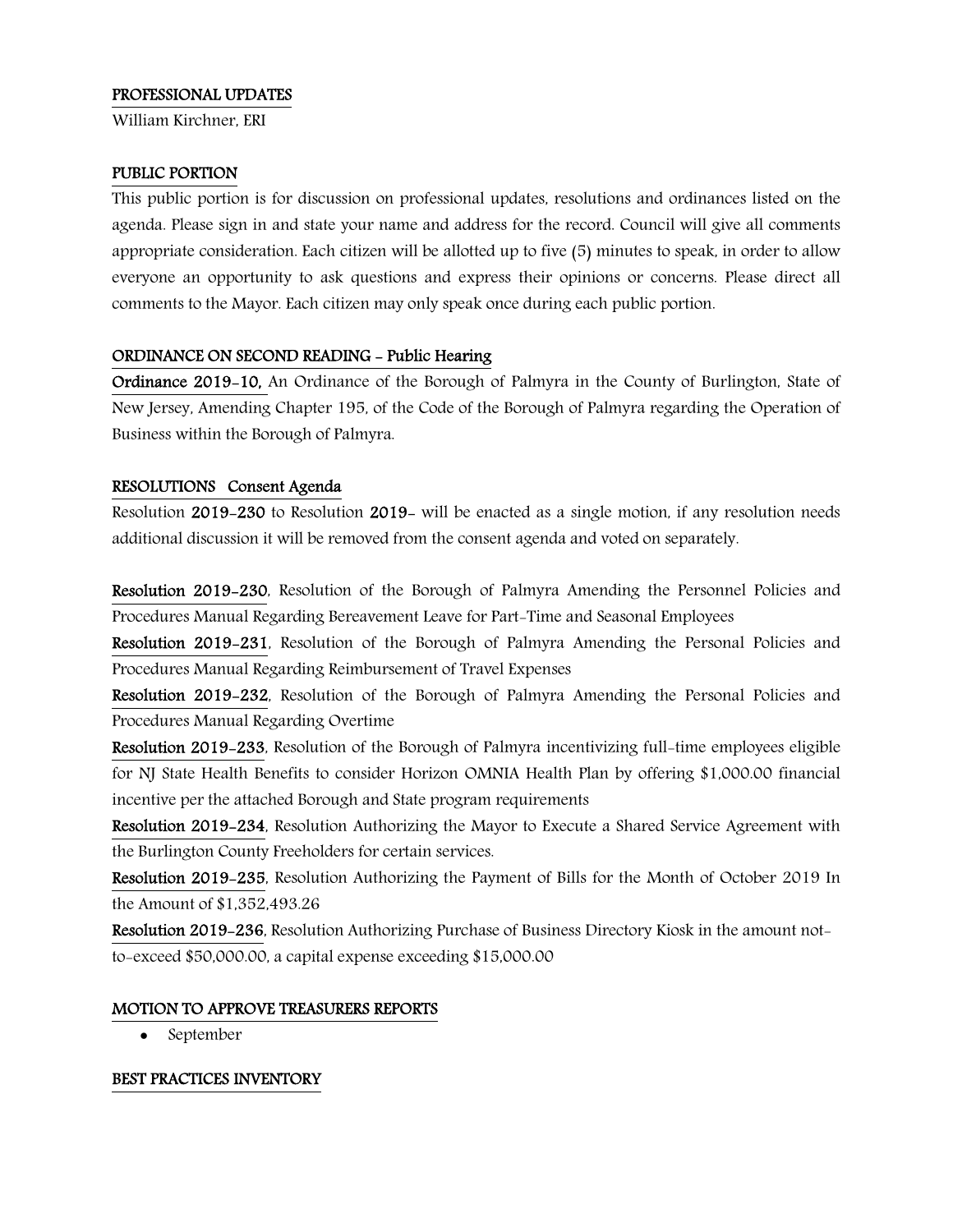## PROFESSIONAL UPDATES

William Kirchner, ERI

## PUBLIC PORTION

This public portion is for discussion on professional updates, resolutions and ordinances listed on the agenda. Please sign in and state your name and address for the record. Council will give all comments appropriate consideration. Each citizen will be allotted up to five (5) minutes to speak, in order to allow everyone an opportunity to ask questions and express their opinions or concerns. Please direct all comments to the Mayor. Each citizen may only speak once during each public portion.

## ORDINANCE ON SECOND READING - Public Hearing

**Ordinance 2019-10,** An Ordinance of the Borough of Palmyra in the County of Burlington, State of New Jersey, Amending Chapter 195, of the Code of the Borough of Palmyra regarding the Operation of Business within the Borough of Palmyra.

## RESOLUTIONS Consent Agenda

Resolution **2019-230** to Resolution **2019-** will be enacted as a single motion, if any resolution needs additional discussion it will be removed from the consent agenda and voted on separately.

**Resolution 2019-230**, Resolution of the Borough of Palmyra Amending the Personnel Policies and Procedures Manual Regarding Bereavement Leave for Part-Time and Seasonal Employees

**Resolution 2019-231**, Resolution of the Borough of Palmyra Amending the Personal Policies and Procedures Manual Regarding Reimbursement of Travel Expenses

**Resolution 2019-232**, Resolution of the Borough of Palmyra Amending the Personal Policies and Procedures Manual Regarding Overtime

**Resolution 2019-233**, Resolution of the Borough of Palmyra incentivizing full-time employees eligible for NJ State Health Benefits to consider Horizon OMNIA Health Plan by offering $1,000.00 financial incentive per the attached Borough and State program requirements

**Resolution 2019-234**, Resolution Authorizing the Mayor to Execute a Shared Service Agreement with the Burlington County Freeholders for certain services.

**Resolution 2019-235**, Resolution Authorizing the Payment of Bills for the Month of October 2019 In the Amount of $1,352,493.26

**Resolution 2019-236**, Resolution Authorizing Purchase of Business Directory Kiosk in the amount not-to-exceed $50,000.00, a capital expense exceeding $15,000.00

## MOTION TO APPROVE TREASURERS REPORTS

- September

## BEST PRACTICES INVENTORY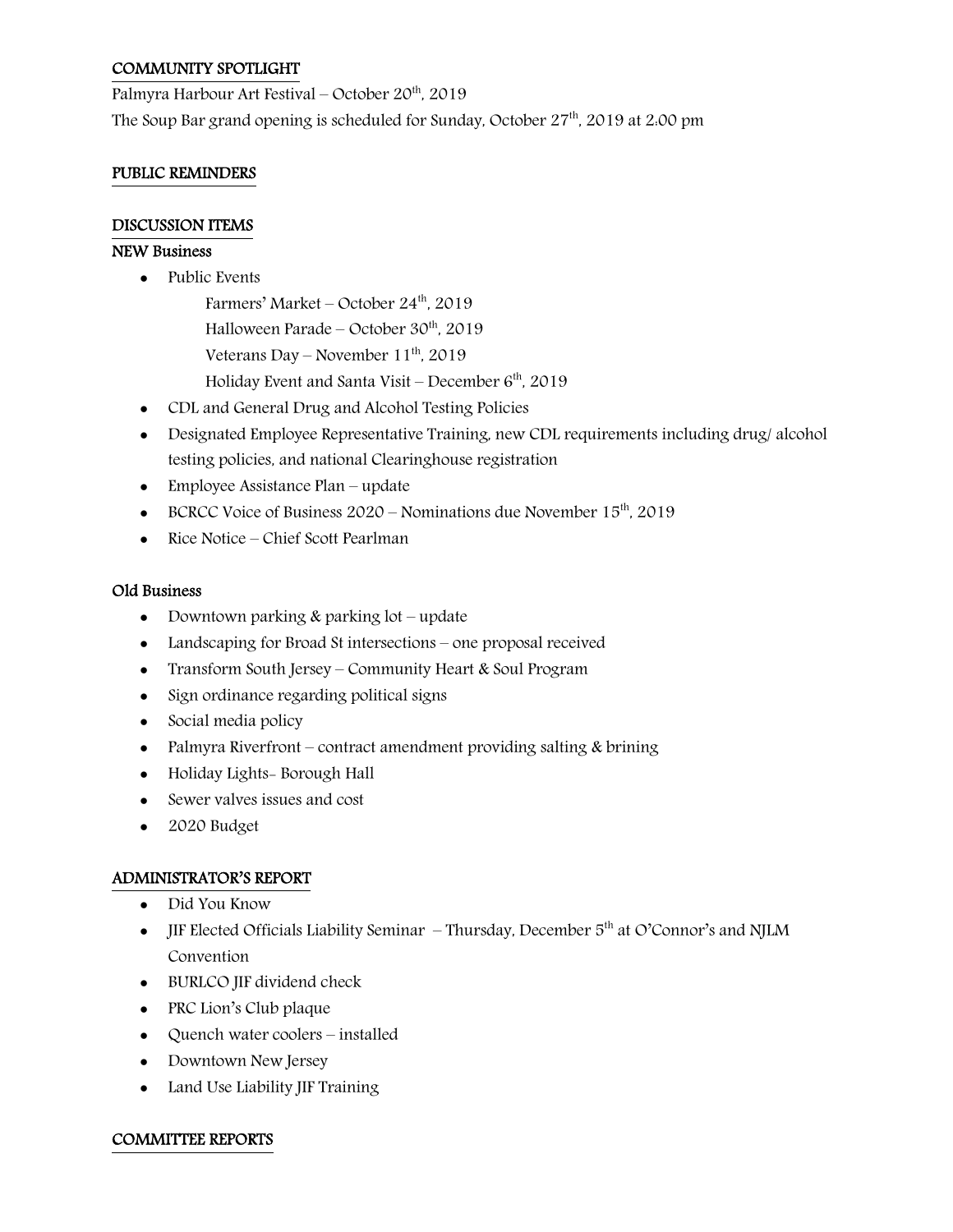## COMMUNITY SPOTLIGHT

Palmyra Harbour Art Festival – October 20th, 2019

The Soup Bar grand opening is scheduled for Sunday, October 27th, 2019 at 2:00 pm

## PUBLIC REMINDERS

## DISCUSSION ITEMS

### NEW Business

- Public Events
  - Farmers' Market – October 24th, 2019
  - Halloween Parade – October 30th, 2019
  - Veterans Day – November 11th, 2019
  - Holiday Event and Santa Visit – December 6th, 2019
- CDL and General Drug and Alcohol Testing Policies
- Designated Employee Representative Training, new CDL requirements including drug/ alcohol testing policies, and national Clearinghouse registration
- Employee Assistance Plan – update
- BCRCC Voice of Business 2020 – Nominations due November 15th, 2019
- Rice Notice – Chief Scott Pearlman

### Old Business

- Downtown parking & parking lot – update
- Landscaping for Broad St intersections – one proposal received
- Transform South Jersey – Community Heart & Soul Program
- Sign ordinance regarding political signs
- Social media policy
- Palmyra Riverfront – contract amendment providing salting & brining
- Holiday Lights- Borough Hall
- Sewer valves issues and cost
- 2020 Budget

## ADMINISTRATOR'S REPORT

- Did You Know
- JIF Elected Officials Liability Seminar – Thursday, December 5th at O'Connor's and NJLM Convention
- BURLCO JIF dividend check
- PRC Lion's Club plaque
- Quench water coolers – installed
- Downtown New Jersey
- Land Use Liability JIF Training

## COMMITTEE REPORTS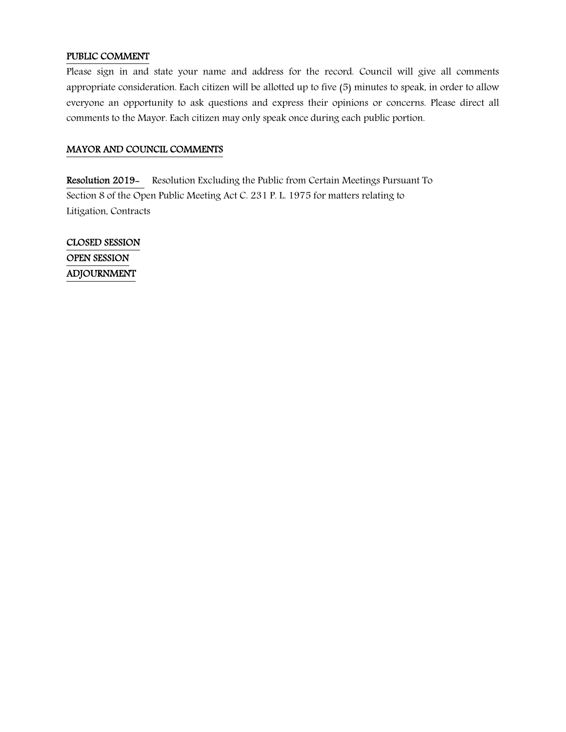**PUBLIC COMMENT**

Please sign in and state your name and address for the record. Council will give all comments appropriate consideration. Each citizen will be allotted up to five (5) minutes to speak, in order to allow everyone an opportunity to ask questions and express their opinions or concerns. Please direct all comments to the Mayor. Each citizen may only speak once during each public portion.

**MAYOR AND COUNCIL COMMENTS**

**Resolution 2019-** Resolution Excluding the Public from Certain Meetings Pursuant To Section 8 of the Open Public Meeting Act C. 231 P. L. 1975 for matters relating to Litigation, Contracts

**CLOSED SESSION**

**OPEN SESSION**

**ADJOURNMENT**